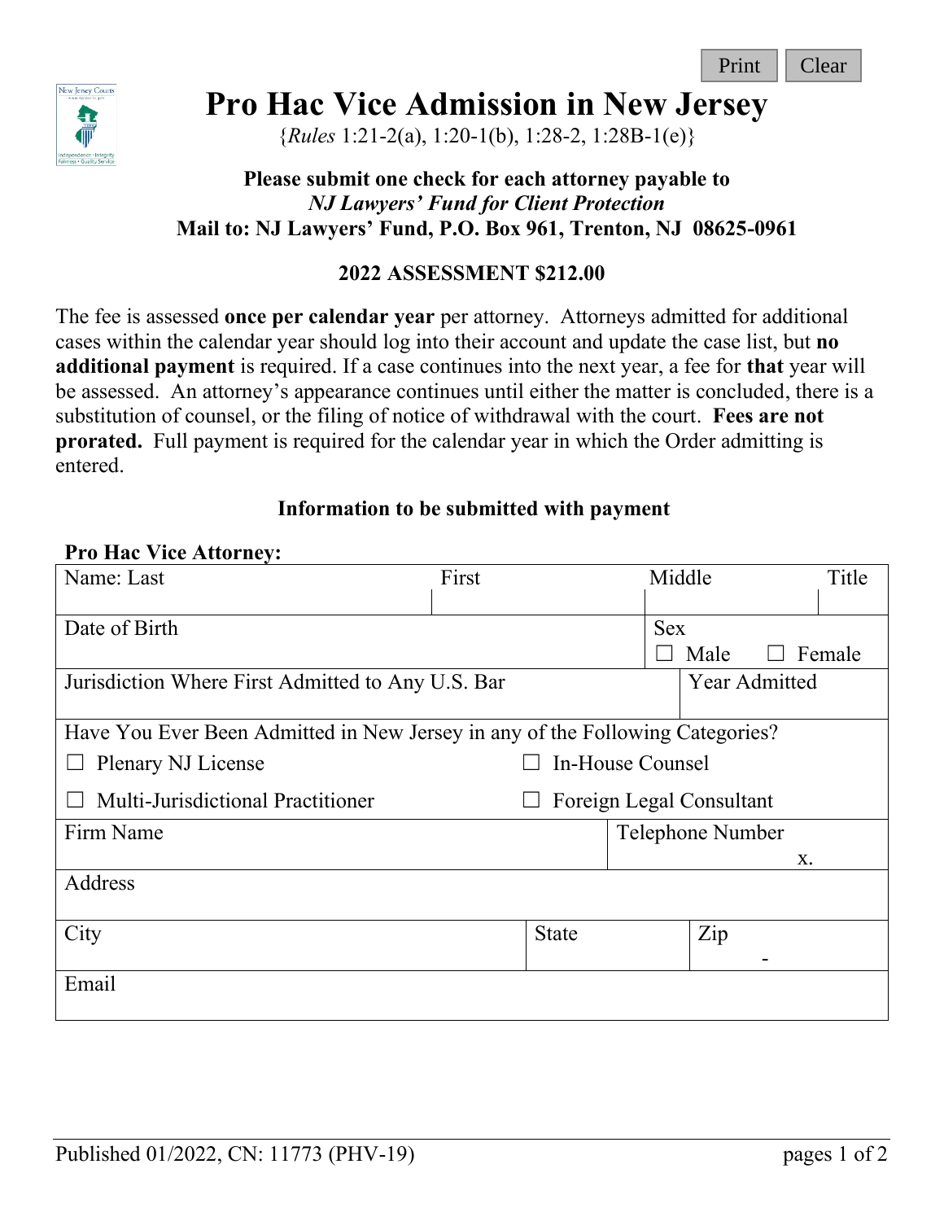# Pro Hac Vice Admission in New Jersey

{*Rules* 1:21-2(a), 1:20-1(b), 1:28-2, 1:28B-1(e)}

**Please submit one check for each attorney payable to**
***NJ Lawyers' Fund for Client Protection***
**Mail to: NJ Lawyers' Fund, P.O. Box 961, Trenton, NJ 08625-0961**

**2022 ASSESSMENT $212.00**

The fee is assessed **once per calendar year** per attorney. Attorneys admitted for additional cases within the calendar year should log into their account and update the case list, but **no additional payment** is required. If a case continues into the next year, a fee for **that** year will be assessed. An attorney's appearance continues until either the matter is concluded, there is a substitution of counsel, or the filing of notice of withdrawal with the court. **Fees are not prorated.** Full payment is required for the calendar year in which the Order admitting is entered.

**Information to be submitted with payment**

**Pro Hac Vice Attorney:**

| Name: Last | First | Middle | Title |
|---|---|---|---|
| Date of Birth | | Sex ☐ Male ☐ Female | |
| Jurisdiction Where First Admitted to Any U.S. Bar | | Year Admitted | |

Have You Ever Been Admitted in New Jersey in any of the Following Categories?

☐ Plenary NJ License ☐ In-House Counsel

☐ Multi-Jurisdictional Practitioner ☐ Foreign Legal Consultant

| Firm Name | Telephone Number x. |
|---|---|
| Address | |

| City | State | Zip - |
|---|---|---|
| Email | | |

Published 01/2022, CN: 11773 (PHV-19)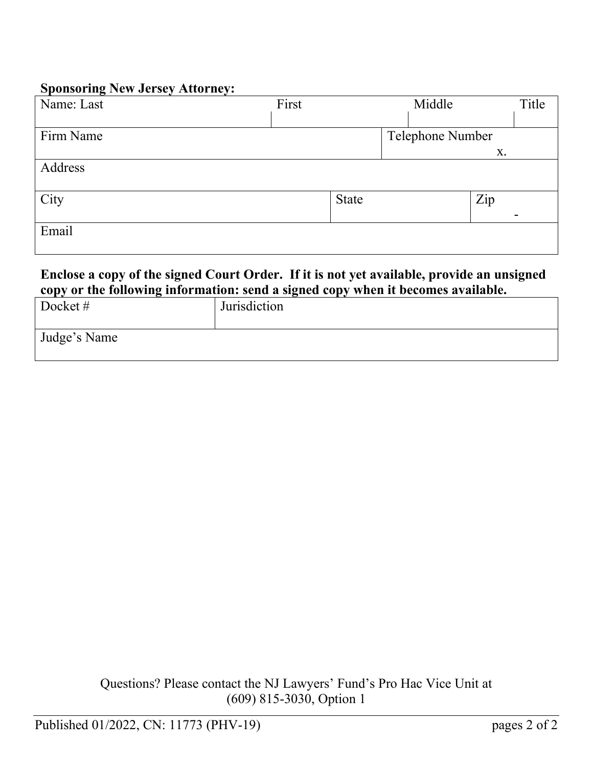**Sponsoring New Jersey Attorney:**

| | | | |
|---|---|---|---|
| Name: Last | First | Middle | Title |
| Firm Name | | Telephone Number x. | |
| Address | | | |
| City | State | Zip - | |
| Email | | | |

**Enclose a copy of the signed Court Order. If it is not yet available, provide an unsigned copy or the following information: send a signed copy when it becomes available.**

| | |
|---|---|
| Docket # | Jurisdiction |
| Judge's Name | |

Questions? Please contact the NJ Lawyers' Fund's Pro Hac Vice Unit at (609) 815-3030, Option 1

Published 01/2022, CN: 11773 (PHV-19)